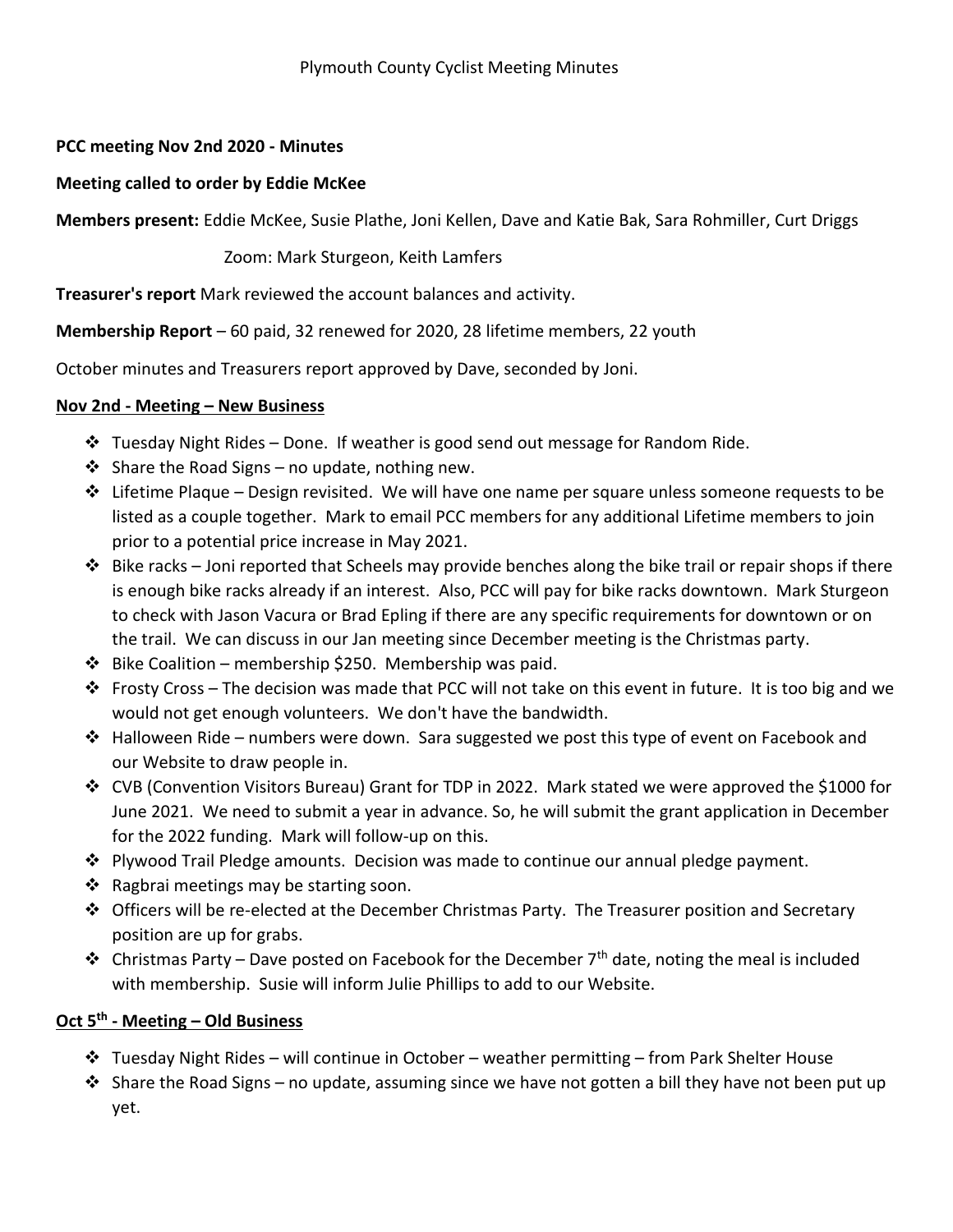Plymouth County Cyclist Meeting Minutes

**PCC meeting Nov 2nd 2020 - Minutes**

**Meeting called to order by Eddie McKee**

**Members present:** Eddie McKee, Susie Plathe, Joni Kellen, Dave and Katie Bak, Sara Rohmiller, Curt Driggs

Zoom: Mark Sturgeon, Keith Lamfers

**Treasurer's report** Mark reviewed the account balances and activity.

**Membership Report** – 60 paid, 32 renewed for 2020, 28 lifetime members, 22 youth

October minutes and Treasurers report approved by Dave, seconded by Joni.

## Nov 2nd - Meeting – New Business

- Tuesday Night Rides – Done. If weather is good send out message for Random Ride.
- Share the Road Signs – no update, nothing new.
- Lifetime Plaque – Design revisited. We will have one name per square unless someone requests to be listed as a couple together. Mark to email PCC members for any additional Lifetime members to join prior to a potential price increase in May 2021.
- Bike racks – Joni reported that Scheels may provide benches along the bike trail or repair shops if there is enough bike racks already if an interest. Also, PCC will pay for bike racks downtown. Mark Sturgeon to check with Jason Vacura or Brad Epling if there are any specific requirements for downtown or on the trail. We can discuss in our Jan meeting since December meeting is the Christmas party.
- Bike Coalition – membership $250. Membership was paid.
- Frosty Cross – The decision was made that PCC will not take on this event in future. It is too big and we would not get enough volunteers. We don't have the bandwidth.
- Halloween Ride – numbers were down. Sara suggested we post this type of event on Facebook and our Website to draw people in.
- CVB (Convention Visitors Bureau) Grant for TDP in 2022. Mark stated we were approved the $1000 for June 2021. We need to submit a year in advance. So, he will submit the grant application in December for the 2022 funding. Mark will follow-up on this.
- Plywood Trail Pledge amounts. Decision was made to continue our annual pledge payment.
- Ragbrai meetings may be starting soon.
- Officers will be re-elected at the December Christmas Party. The Treasurer position and Secretary position are up for grabs.
- Christmas Party – Dave posted on Facebook for the December 7th date, noting the meal is included with membership. Susie will inform Julie Phillips to add to our Website.

## Oct 5th - Meeting – Old Business

- Tuesday Night Rides – will continue in October – weather permitting – from Park Shelter House
- Share the Road Signs – no update, assuming since we have not gotten a bill they have not been put up yet.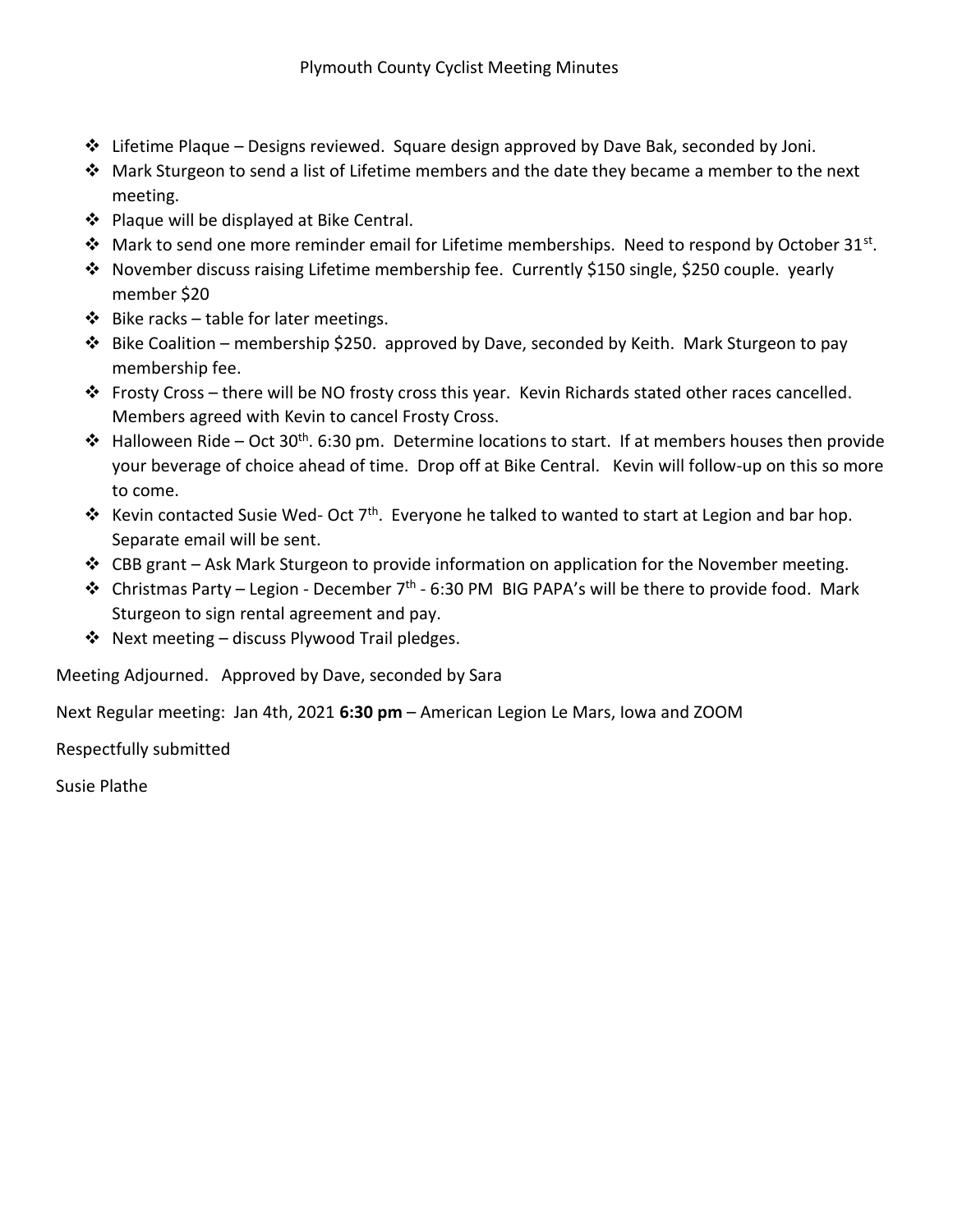Plymouth County Cyclist Meeting Minutes

- Lifetime Plaque – Designs reviewed. Square design approved by Dave Bak, seconded by Joni.
- Mark Sturgeon to send a list of Lifetime members and the date they became a member to the next meeting.
- Plaque will be displayed at Bike Central.
- Mark to send one more reminder email for Lifetime memberships. Need to respond by October 31st.
- November discuss raising Lifetime membership fee. Currently $150 single, $250 couple. yearly member $20
- Bike racks – table for later meetings.
- Bike Coalition – membership $250. approved by Dave, seconded by Keith. Mark Sturgeon to pay membership fee.
- Frosty Cross – there will be NO frosty cross this year. Kevin Richards stated other races cancelled. Members agreed with Kevin to cancel Frosty Cross.
- Halloween Ride – Oct 30th. 6:30 pm. Determine locations to start. If at members houses then provide your beverage of choice ahead of time. Drop off at Bike Central. Kevin will follow-up on this so more to come.
- Kevin contacted Susie Wed- Oct 7th. Everyone he talked to wanted to start at Legion and bar hop. Separate email will be sent.
- CBB grant – Ask Mark Sturgeon to provide information on application for the November meeting.
- Christmas Party – Legion - December 7th - 6:30 PM BIG PAPA's will be there to provide food. Mark Sturgeon to sign rental agreement and pay.
- Next meeting – discuss Plywood Trail pledges.

Meeting Adjourned. Approved by Dave, seconded by Sara

Next Regular meeting: Jan 4th, 2021 **6:30 pm** – American Legion Le Mars, Iowa and ZOOM

Respectfully submitted

Susie Plathe